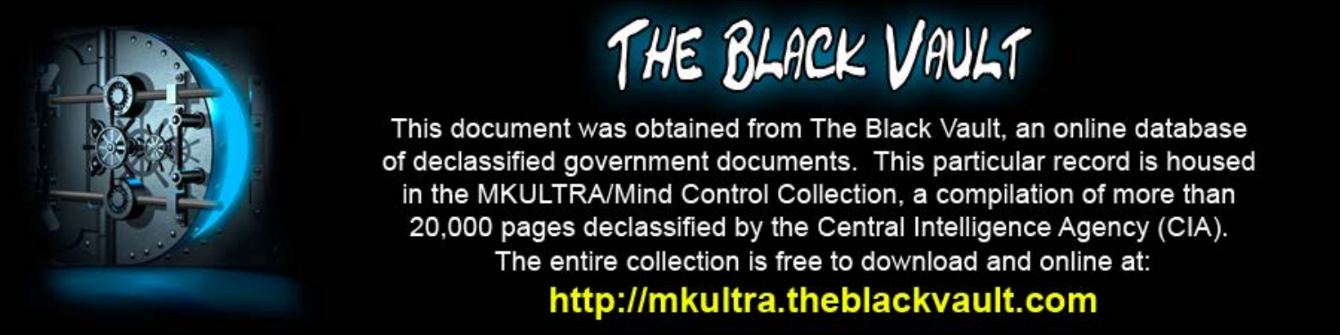# THE BLACK VAULT

This document was obtained from The Black Vault, an online database of declassified government documents. This particular record is housed in the MKULTRA/Mind Control Collection, a compilation of more than 20,000 pages declassified by the Central Intelligence Agency (CIA). The entire collection is free to download and online at:

**http://mkultra.theblackvault.com**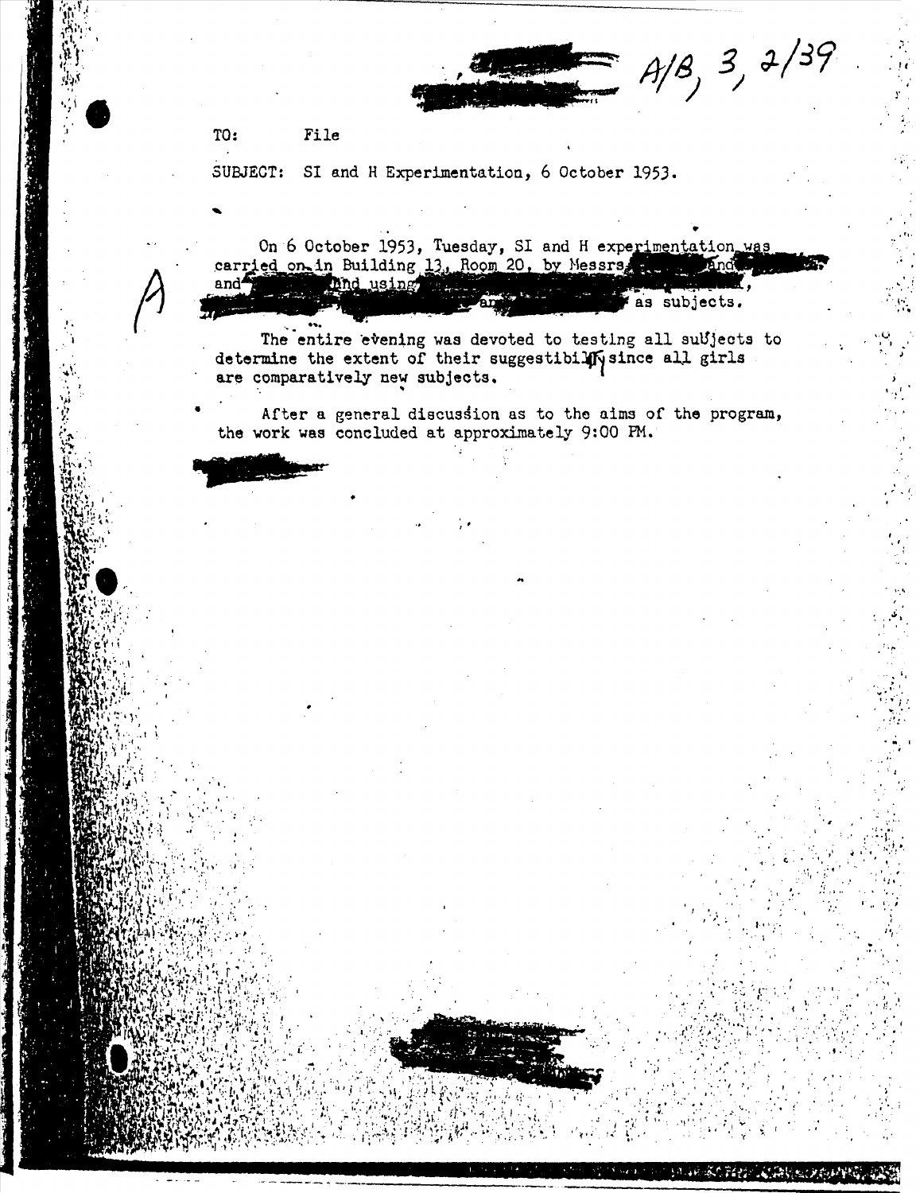A/B, 3, 2/39

TO: File

SUBJECT: SI and H Experimentation, 6 October 1953.

On 6 October 1953, Tuesday, SI and H experimentation was carried on in Building 13, Room 20, by Messrs. [redacted] and [redacted] and [redacted] and using [redacted], [redacted] and [redacted] as subjects.

The entire evening was devoted to testing all subjects to determine the extent of their suggestibility since all girls are comparatively new subjects.

After a general discussion as to the aims of the program, the work was concluded at approximately 9:00 PM.

[redacted]